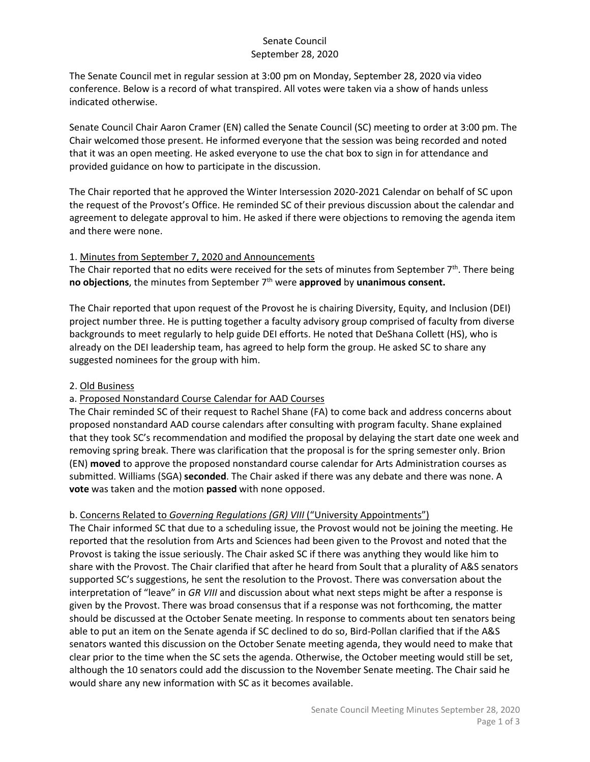# Senate Council
## September 28, 2020

The Senate Council met in regular session at 3:00 pm on Monday, September 28, 2020 via video conference. Below is a record of what transpired. All votes were taken via a show of hands unless indicated otherwise.

Senate Council Chair Aaron Cramer (EN) called the Senate Council (SC) meeting to order at 3:00 pm. The Chair welcomed those present. He informed everyone that the session was being recorded and noted that it was an open meeting. He asked everyone to use the chat box to sign in for attendance and provided guidance on how to participate in the discussion.

The Chair reported that he approved the Winter Intersession 2020-2021 Calendar on behalf of SC upon the request of the Provost's Office. He reminded SC of their previous discussion about the calendar and agreement to delegate approval to him. He asked if there were objections to removing the agenda item and there were none.

1. <u>Minutes from September 7, 2020 and Announcements</u>

The Chair reported that no edits were received for the sets of minutes from September 7th. There being **no objections**, the minutes from September 7th were **approved** by **unanimous consent.**

The Chair reported that upon request of the Provost he is chairing Diversity, Equity, and Inclusion (DEI) project number three. He is putting together a faculty advisory group comprised of faculty from diverse backgrounds to meet regularly to help guide DEI efforts. He noted that DeShana Collett (HS), who is already on the DEI leadership team, has agreed to help form the group. He asked SC to share any suggested nominees for the group with him.

2. <u>Old Business</u>

a. <u>Proposed Nonstandard Course Calendar for AAD Courses</u>

The Chair reminded SC of their request to Rachel Shane (FA) to come back and address concerns about proposed nonstandard AAD course calendars after consulting with program faculty. Shane explained that they took SC's recommendation and modified the proposal by delaying the start date one week and removing spring break. There was clarification that the proposal is for the spring semester only. Brion (EN) **moved** to approve the proposed nonstandard course calendar for Arts Administration courses as submitted. Williams (SGA) **seconded**. The Chair asked if there was any debate and there was none. A **vote** was taken and the motion **passed** with none opposed.

b. <u>Concerns Related to *Governing Regulations (GR) VIII* ("University Appointments")</u>

The Chair informed SC that due to a scheduling issue, the Provost would not be joining the meeting. He reported that the resolution from Arts and Sciences had been given to the Provost and noted that the Provost is taking the issue seriously. The Chair asked SC if there was anything they would like him to share with the Provost. The Chair clarified that after he heard from Soult that a plurality of A&S senators supported SC's suggestions, he sent the resolution to the Provost. There was conversation about the interpretation of "leave" in *GR VIII* and discussion about what next steps might be after a response is given by the Provost. There was broad consensus that if a response was not forthcoming, the matter should be discussed at the October Senate meeting. In response to comments about ten senators being able to put an item on the Senate agenda if SC declined to do so, Bird-Pollan clarified that if the A&S senators wanted this discussion on the October Senate meeting agenda, they would need to make that clear prior to the time when the SC sets the agenda. Otherwise, the October meeting would still be set, although the 10 senators could add the discussion to the November Senate meeting. The Chair said he would share any new information with SC as it becomes available.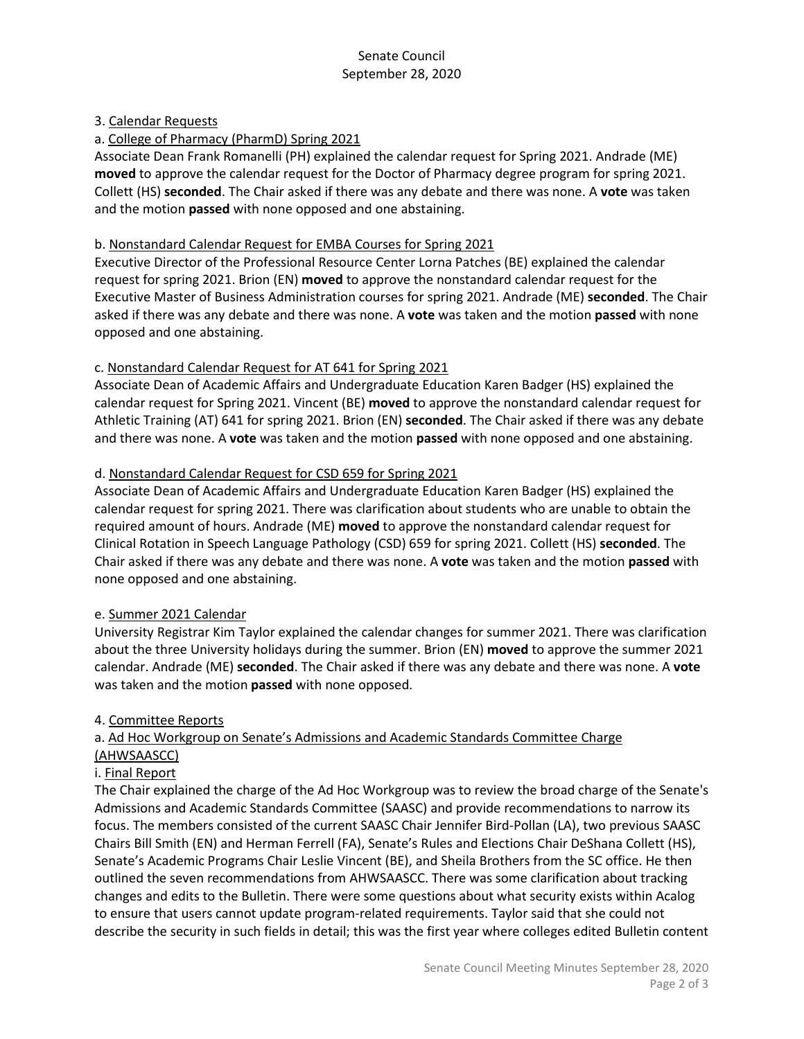3. Calendar Requests

a. Calendar Requests

a. College of Pharmacy (PharmD) Spring 2021

Associate Dean Frank Romanelli (PH) explained the calendar request for Spring 2021. Andrade (ME) **moved** to approve the calendar request for the Doctor of Pharmacy degree program for spring 2021. Collett (HS) **seconded**. The Chair asked if there was any debate and there was none. A **vote** was taken and the motion **passed** with none opposed and one abstaining.

b. Nonstandard Calendar Request for EMBA Courses for Spring 2021

Executive Director of the Professional Resource Center Lorna Patches (BE) explained the calendar request for spring 2021. Brion (EN) **moved** to approve the nonstandard calendar request for the Executive Master of Business Administration courses for spring 2021. Andrade (ME) **seconded**. The Chair asked if there was any debate and there was none. A **vote** was taken and the motion **passed** with none opposed and one abstaining.

c. Nonstandard Calendar Request for AT 641 for Spring 2021

Associate Dean of Academic Affairs and Undergraduate Education Karen Badger (HS) explained the calendar request for Spring 2021. Vincent (BE) **moved** to approve the nonstandard calendar request for Athletic Training (AT) 641 for spring 2021. Brion (EN) **seconded**. The Chair asked if there was any debate and there was none. A **vote** was taken and the motion **passed** with none opposed and one abstaining.

d. Nonstandard Calendar Request for CSD 659 for Spring 2021

Associate Dean of Academic Affairs and Undergraduate Education Karen Badger (HS) explained the calendar request for spring 2021. There was clarification about students who are unable to obtain the required amount of hours. Andrade (ME) **moved** to approve the nonstandard calendar request for Clinical Rotation in Speech Language Pathology (CSD) 659 for spring 2021. Collett (HS) **seconded**. The Chair asked if there was any debate and there was none. A **vote** was taken and the motion **passed** with none opposed and one abstaining.

e. Summer 2021 Calendar

University Registrar Kim Taylor explained the calendar changes for summer 2021. There was clarification about the three University holidays during the summer. Brion (EN) **moved** to approve the summer 2021 calendar. Andrade (ME) **seconded**. The Chair asked if there was any debate and there was none. A **vote** was taken and the motion **passed** with none opposed.

4. Committee Reports

a. Ad Hoc Workgroup on Senate's Admissions and Academic Standards Committee Charge (AHWSAASCC)

i. Final Report

The Chair explained the charge of the Ad Hoc Workgroup was to review the broad charge of the Senate's Admissions and Academic Standards Committee (SAASC) and provide recommendations to narrow its focus. The members consisted of the current SAASC Chair Jennifer Bird-Pollan (LA), two previous SAASC Chairs Bill Smith (EN) and Herman Ferrell (FA), Senate's Rules and Elections Chair DeShana Collett (HS), Senate's Academic Programs Chair Leslie Vincent (BE), and Sheila Brothers from the SC office. He then outlined the seven recommendations from AHWSAASCC. There was some clarification about tracking changes and edits to the Bulletin. There were some questions about what security exists within Acalog to ensure that users cannot update program-related requirements. Taylor said that she could not describe the security in such fields in detail; this was the first year where colleges edited Bulletin content

3. Calendar Requests

a. College of Pharmacy (PharmD) Spring 2021

Associate Dean Frank Romanelli (PH) explained the calendar request for Spring 2021. Andrade (ME) **moved** to approve the calendar request for the Doctor of Pharmacy degree program for spring 2021. Collett (HS) **seconded**. The Chair asked if there was any debate and there was none. A **vote** was taken and the motion **passed** with none opposed and one abstaining.

b. Nonstandard Calendar Request for EMBA Courses for Spring 2021

Executive Director of the Professional Resource Center Lorna Patches (BE) explained the calendar request for spring 2021. Brion (EN) **moved** to approve the nonstandard calendar request for the Executive Master of Business Administration courses for spring 2021. Andrade (ME) **seconded**. The Chair asked if there was any debate and there was none. A **vote** was taken and the motion **passed** with none opposed and one abstaining.

c. Nonstandard Calendar Request for AT 641 for Spring 2021

Associate Dean of Academic Affairs and Undergraduate Education Karen Badger (HS) explained the calendar request for Spring 2021. Vincent (BE) **moved** to approve the nonstandard calendar request for Athletic Training (AT) 641 for spring 2021. Brion (EN) **seconded**. The Chair asked if there was any debate and there was none. A **vote** was taken and the motion **passed** with none opposed and one abstaining.

d. Nonstandard Calendar Request for CSD 659 for Spring 2021

Associate Dean of Academic Affairs and Undergraduate Education Karen Badger (HS) explained the calendar request for spring 2021. There was clarification about students who are unable to obtain the required amount of hours. Andrade (ME) **moved** to approve the nonstandard calendar request for Clinical Rotation in Speech Language Pathology (CSD) 659 for spring 2021. Collett (HS) **seconded**. The Chair asked if there was any debate and there was none. A **vote** was taken and the motion **passed** with none opposed and one abstaining.

e. Summer 2021 Calendar

University Registrar Kim Taylor explained the calendar changes for summer 2021. There was clarification about the three University holidays during the summer. Brion (EN) **moved** to approve the summer 2021 calendar. Andrade (ME) **seconded**. The Chair asked if there was any debate and there was none. A **vote** was taken and the motion **passed** with none opposed.

4. Committee Reports

a. Ad Hoc Workgroup on Senate's Admissions and Academic Standards Committee Charge (AHWSAASCC)

i. Final Report

The Chair explained the charge of the Ad Hoc Workgroup was to review the broad charge of the Senate's Admissions and Academic Standards Committee (SAASC) and provide recommendations to narrow its focus. The members consisted of the current SAASC Chair Jennifer Bird-Pollan (LA), two previous SAASC Chairs Bill Smith (EN) and Herman Ferrell (FA), Senate's Rules and Elections Chair DeShana Collett (HS), Senate's Academic Programs Chair Leslie Vincent (BE), and Sheila Brothers from the SC office. He then outlined the seven recommendations from AHWSAASCC. There was some clarification about tracking changes and edits to the Bulletin. There were some questions about what security exists within Acalog to ensure that users cannot update program-related requirements. Taylor said that she could not describe the security in such fields in detail; this was the first year where colleges edited Bulletin content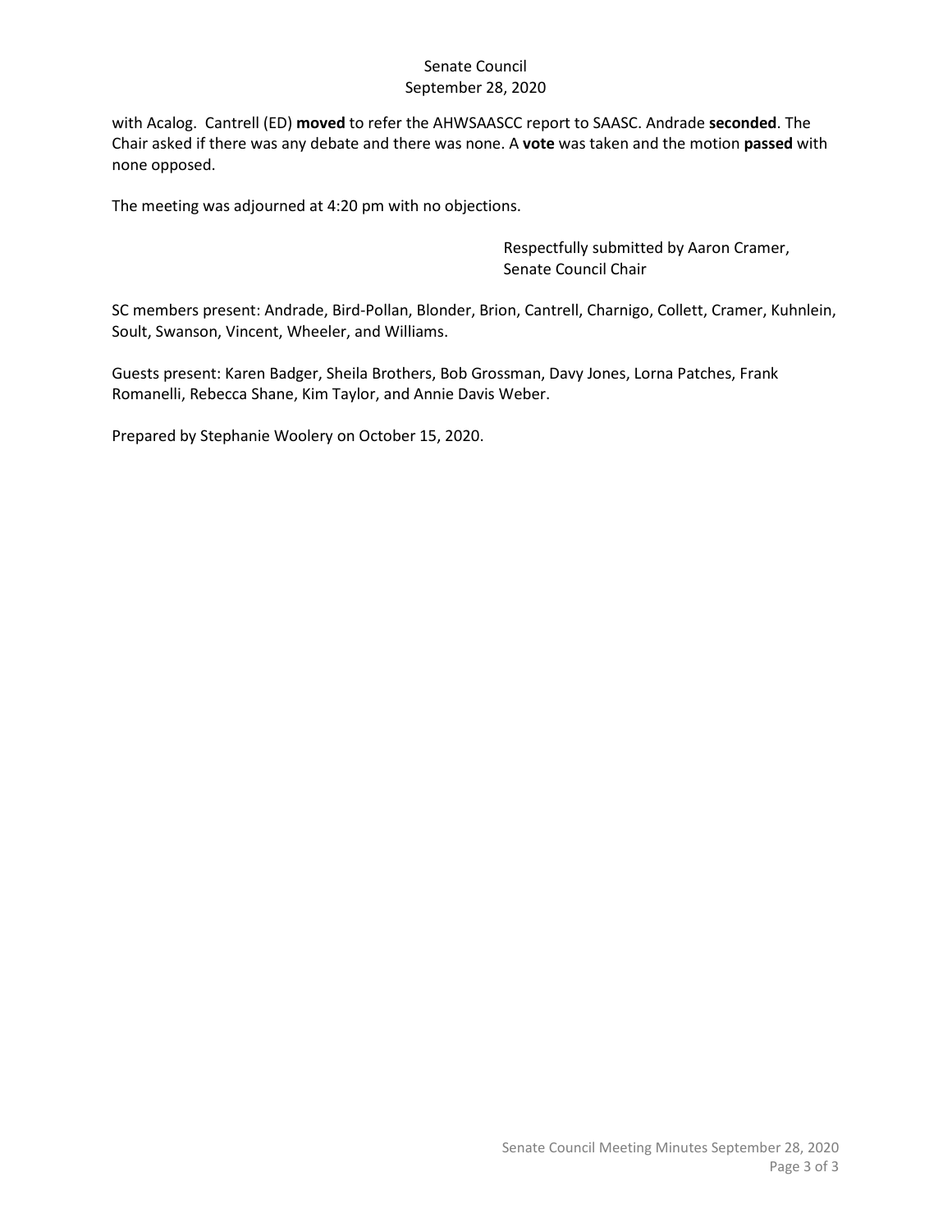with Acalog. Cantrell (ED) **moved** to refer the AHWSAASCC report to SAASC. Andrade **seconded**. The Chair asked if there was any debate and there was none. A **vote** was taken and the motion **passed** with none opposed.

The meeting was adjourned at 4:20 pm with no objections.

Respectfully submitted by Aaron Cramer,
Senate Council Chair

SC members present: Andrade, Bird-Pollan, Blonder, Brion, Cantrell, Charnigo, Collett, Cramer, Kuhnlein, Soult, Swanson, Vincent, Wheeler, and Williams.

Guests present: Karen Badger, Sheila Brothers, Bob Grossman, Davy Jones, Lorna Patches, Frank Romanelli, Rebecca Shane, Kim Taylor, and Annie Davis Weber.

Prepared by Stephanie Woolery on October 15, 2020.